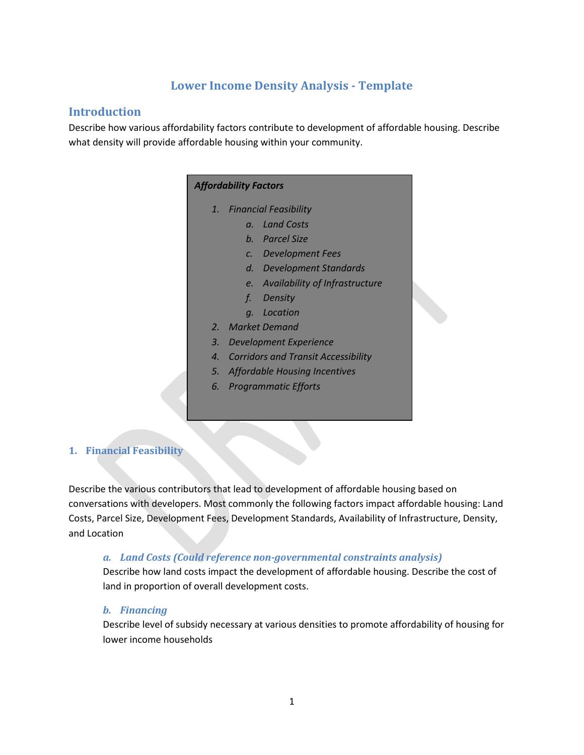# Lower Income Density Analysis - Template

## Introduction

Describe how various affordability factors contribute to development of affordable housing. Describe what density will provide affordable housing within your community.

> ***Affordability Factors***
>
> 1. *Financial Feasibility*
>     a. *Land Costs*
>     b. *Parcel Size*
>     c. *Development Fees*
>     d. *Development Standards*
>     e. *Availability of Infrastructure*
>     f. *Density*
>     g. *Location*
> 2. *Market Demand*
> 3. *Development Experience*
> 4. *Corridors and Transit Accessibility*
> 5. *Affordable Housing Incentives*
> 6. *Programmatic Efforts*

### 1. Financial Feasibility

Describe the various contributors that lead to development of affordable housing based on conversations with developers. Most commonly the following factors impact affordable housing: Land Costs, Parcel Size, Development Fees, Development Standards, Availability of Infrastructure, Density, and Location

#### *a. Land Costs (Could reference non-governmental constraints analysis)*

Describe how land costs impact the development of affordable housing. Describe the cost of land in proportion of overall development costs.

#### *b. Financing*

Describe level of subsidy necessary at various densities to promote affordability of housing for lower income households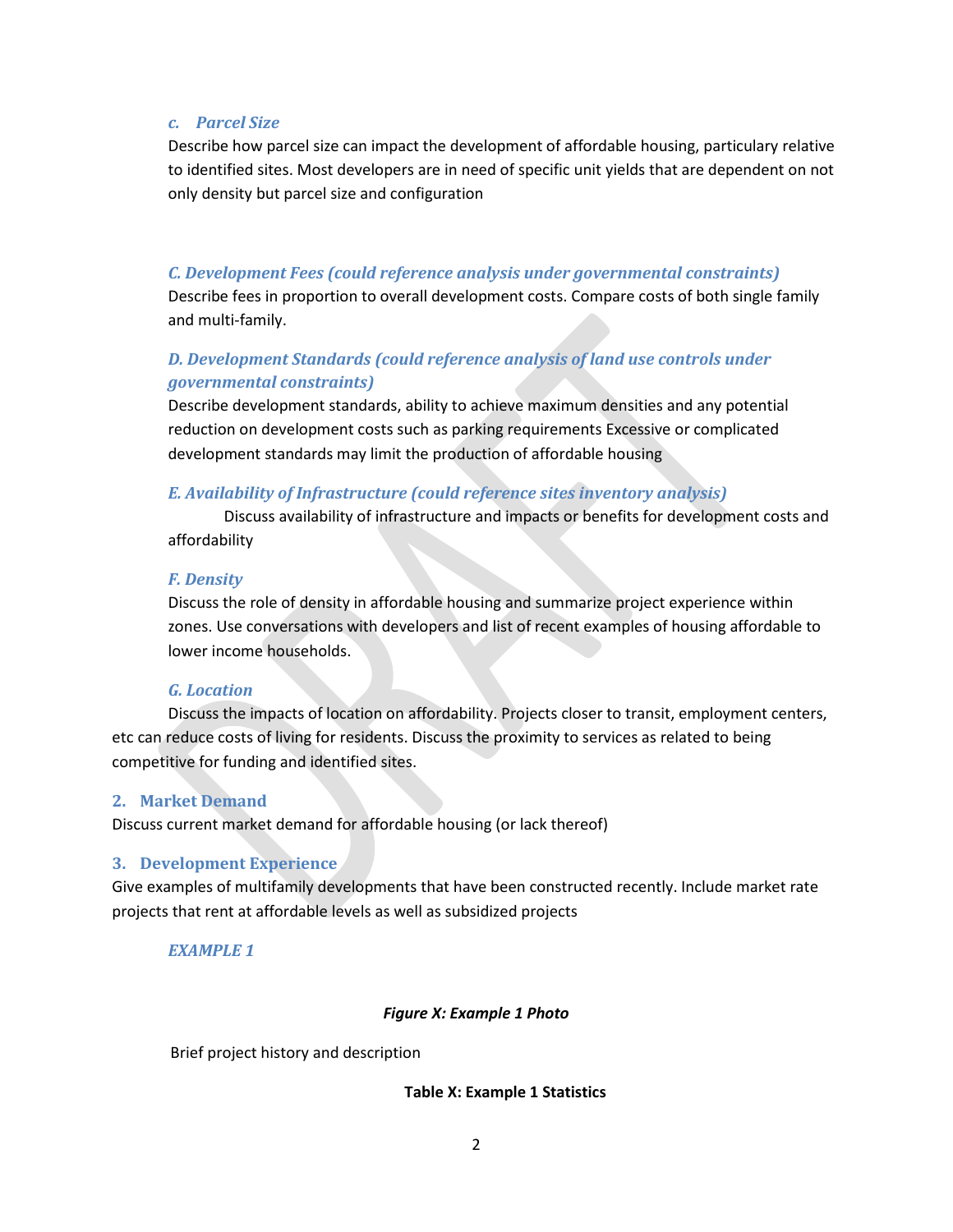### *c. Parcel Size*

Describe how parcel size can impact the development of affordable housing, particulary relative to identified sites. Most developers are in need of specific unit yields that are dependent on not only density but parcel size and configuration

### *C. Development Fees (could reference analysis under governmental constraints)*

Describe fees in proportion to overall development costs. Compare costs of both single family and multi-family.

### *D. Development Standards (could reference analysis of land use controls under governmental constraints)*

Describe development standards, ability to achieve maximum densities and any potential reduction on development costs such as parking requirements Excessive or complicated development standards may limit the production of affordable housing

### *E. Availability of Infrastructure (could reference sites inventory analysis)*

Discuss availability of infrastructure and impacts or benefits for development costs and affordability

### *F. Density*

Discuss the role of density in affordable housing and summarize project experience within zones. Use conversations with developers and list of recent examples of housing affordable to lower income households.

### *G. Location*

Discuss the impacts of location on affordability. Projects closer to transit, employment centers, etc can reduce costs of living for residents. Discuss the proximity to services as related to being competitive for funding and identified sites.

## 2. Market Demand

Discuss current market demand for affordable housing (or lack thereof)

## 3. Development Experience

Give examples of multifamily developments that have been constructed recently. Include market rate projects that rent at affordable levels as well as subsidized projects

### *EXAMPLE 1*

***Figure X: Example 1 Photo***

Brief project history and description

**Table X: Example 1 Statistics**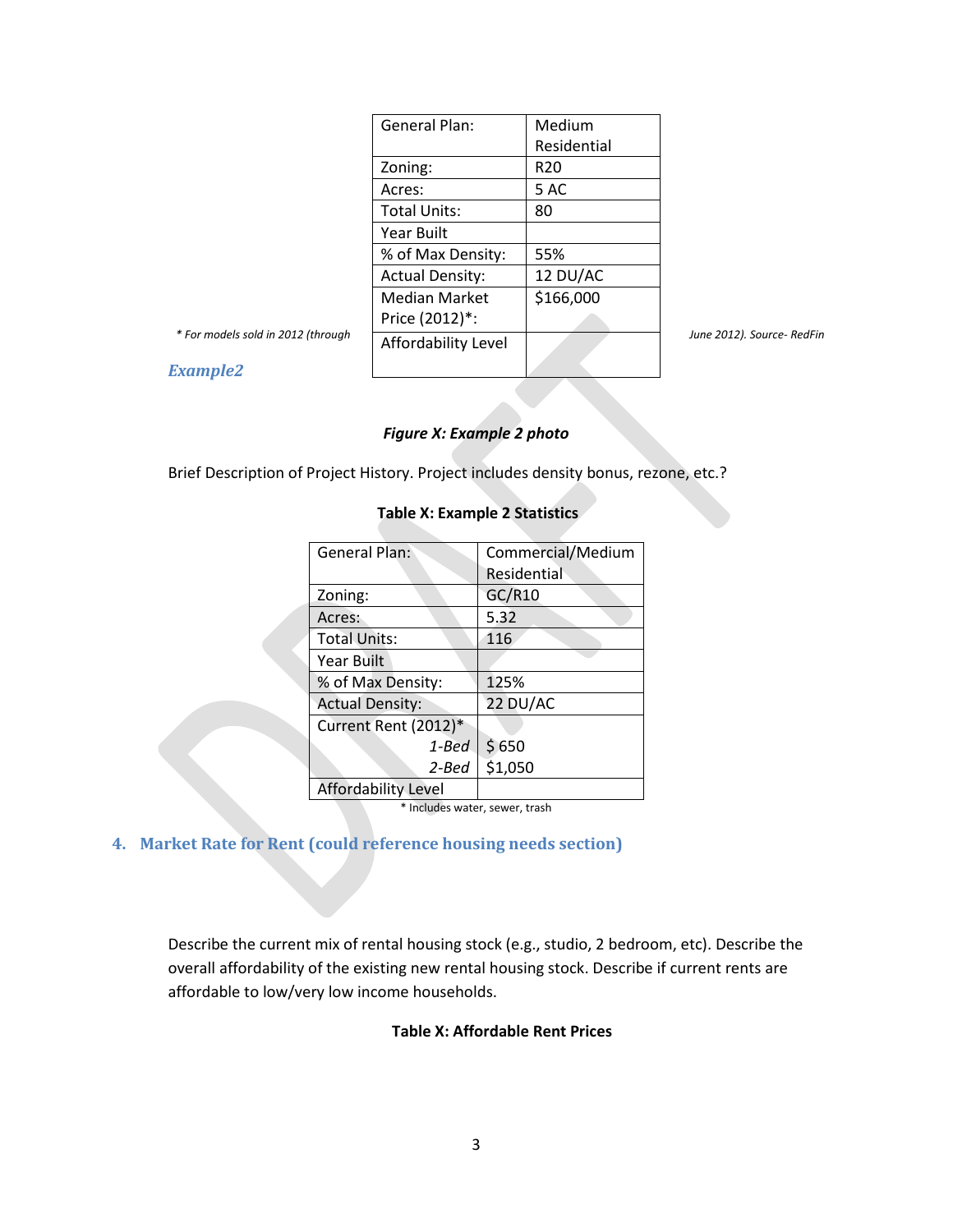| General Plan: | Medium Residential |
|---|---|
| Zoning: | R20 |
| Acres: | 5 AC |
| Total Units: | 80 |
| Year Built | |
| % of Max Density: | 55% |
| Actual Density: | 12 DU/AC |
| Median Market Price (2012)*: | $166,000 |
| Affordability Level | |

*\* For models sold in 2012 (through June 2012). Source- RedFin*

### *Example2*

***Figure X: Example 2 photo***

Brief Description of Project History. Project includes density bonus, rezone, etc.?

**Table X: Example 2 Statistics**

| General Plan: | Commercial/Medium Residential |
|---|---|
| Zoning: | GC/R10 |
| Acres: | 5.32 |
| Total Units: | 116 |
| Year Built | |
| % of Max Density: | 125% |
| Actual Density: | 22 DU/AC |
| Current Rent (2012)* | |
| *1-Bed* | $ 650 |
| *2-Bed* | $1,050 |
| Affordability Level | |

\* Includes water, sewer, trash

## 4. Market Rate for Rent (could reference housing needs section)

Describe the current mix of rental housing stock (e.g., studio, 2 bedroom, etc). Describe the overall affordability of the existing new rental housing stock. Describe if current rents are affordable to low/very low income households.

**Table X: Affordable Rent Prices**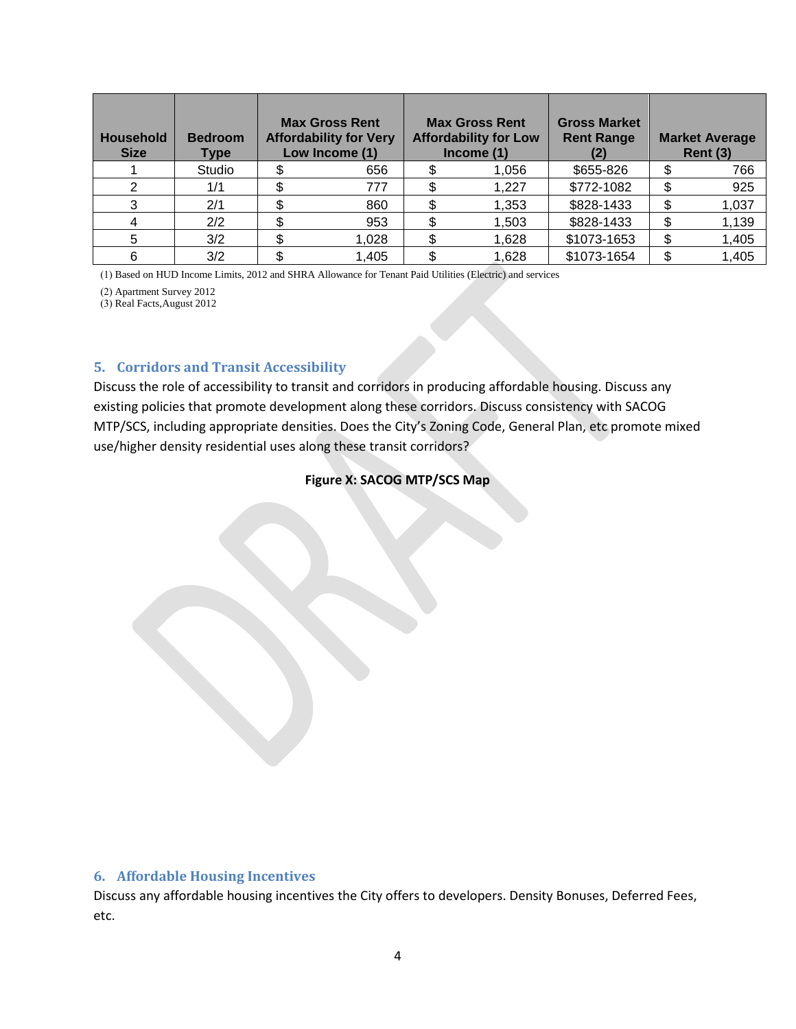| Household Size | Bedroom Type | Max Gross Rent Affordability for Very Low Income (1) | Max Gross Rent Affordability for Low Income (1) | Gross Market Rent Range (2) | Market Average Rent (3) |
|---|---|---|---|---|---|
| 1 | Studio | $ 656 | $ 1,056 | $655-826 | $ 766 |
| 2 | 1/1 | $ 777 | $ 1,227 | $772-1082 | $ 925 |
| 3 | 2/1 | $ 860 | $ 1,353 | $828-1433 | $ 1,037 |
| 4 | 2/2 | $ 953 | $ 1,503 | $828-1433 | $ 1,139 |
| 5 | 3/2 | $ 1,028 | $ 1,628 | $1073-1653 | $ 1,405 |
| 6 | 3/2 | $ 1,405 | $ 1,628 | $1073-1654 | $ 1,405 |

(1) Based on HUD Income Limits, 2012 and SHRA Allowance for Tenant Paid Utilities (Electric) and services

(2) Apartment Survey 2012
(3) Real Facts,August 2012

## 5. Corridors and Transit Accessibility

Discuss the role of accessibility to transit and corridors in producing affordable housing. Discuss any existing policies that promote development along these corridors. Discuss consistency with SACOG MTP/SCS, including appropriate densities. Does the City's Zoning Code, General Plan, etc promote mixed use/higher density residential uses along these transit corridors?

**Figure X: SACOG MTP/SCS Map**

## 6. Affordable Housing Incentives

Discuss any affordable housing incentives the City offers to developers. Density Bonuses, Deferred Fees, etc.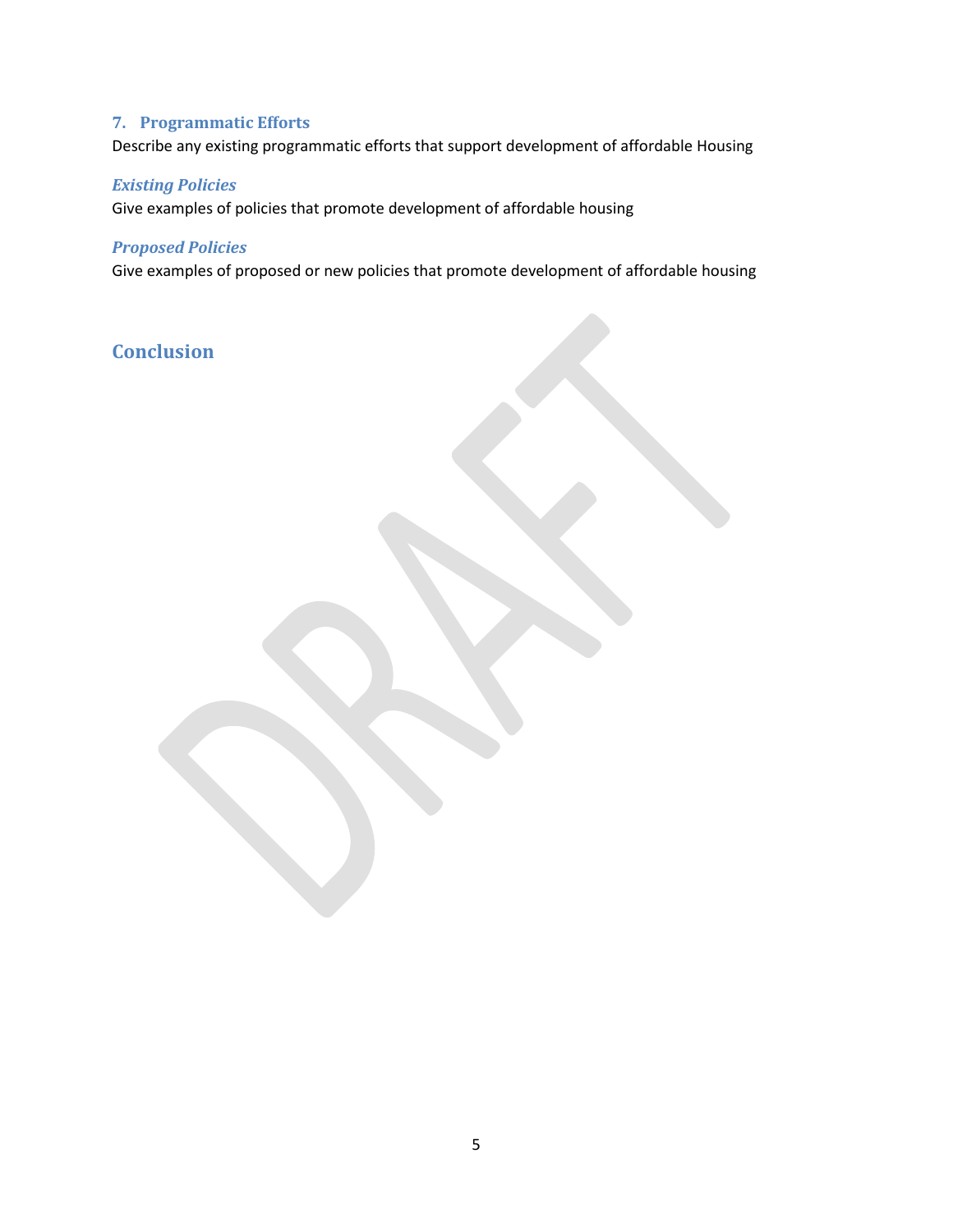## 7. Programmatic Efforts

Describe any existing programmatic efforts that support development of affordable Housing

### *Existing Policies*

Give examples of policies that promote development of affordable housing

### *Proposed Policies*

Give examples of proposed or new policies that promote development of affordable housing

## Conclusion